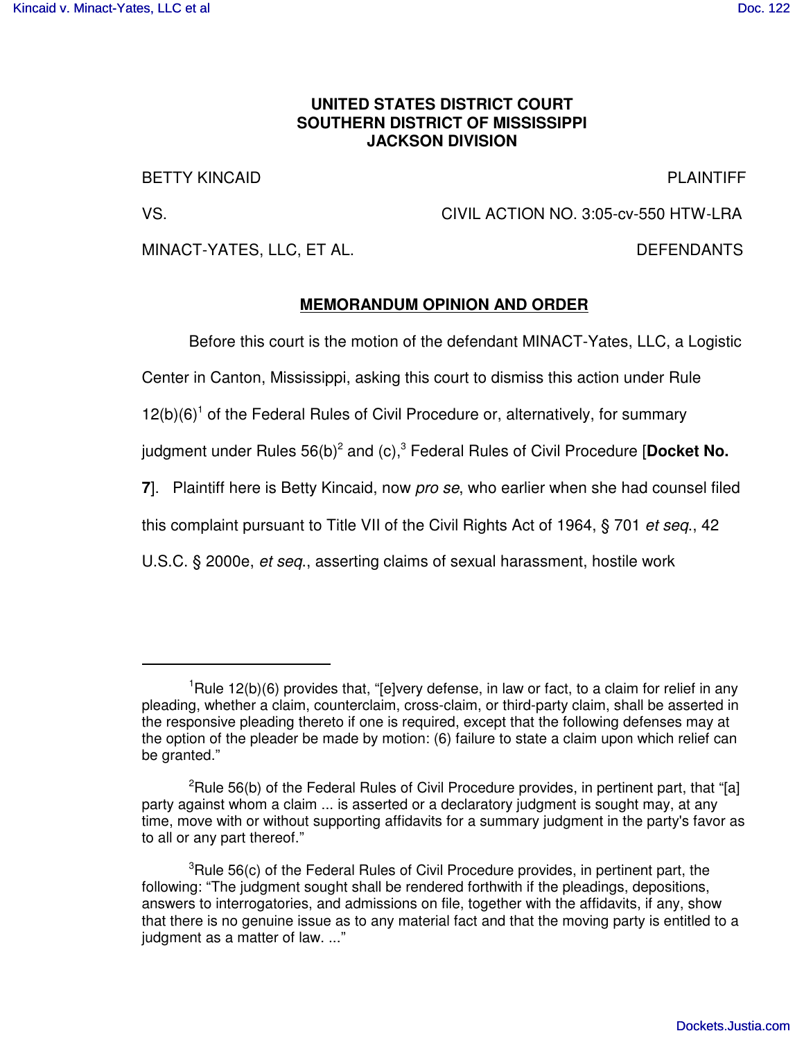**UNITED STATES DISTRICT COURT**
**SOUTHERN DISTRICT OF MISSISSIPPI**
**JACKSON DIVISION**

BETTY KINCAID PLAINTIFF

VS. CIVIL ACTION NO. 3:05-cv-550 HTW-LRA

MINACT-YATES, LLC, ET AL. DEFENDANTS

## MEMORANDUM OPINION AND ORDER

Before this court is the motion of the defendant MINACT-Yates, LLC, a Logistic Center in Canton, Mississippi, asking this court to dismiss this action under Rule 12(b)(6)[1] of the Federal Rules of Civil Procedure or, alternatively, for summary judgment under Rules 56(b)[2] and (c),[3] Federal Rules of Civil Procedure [**Docket No. 7**]. Plaintiff here is Betty Kincaid, now *pro se*, who earlier when she had counsel filed this complaint pursuant to Title VII of the Civil Rights Act of 1964, § 701 *et seq.*, 42 U.S.C. § 2000e, *et seq.*, asserting claims of sexual harassment, hostile work

---

[1] Rule 12(b)(6) provides that, "[e]very defense, in law or fact, to a claim for relief in any pleading, whether a claim, counterclaim, cross-claim, or third-party claim, shall be asserted in the responsive pleading thereto if one is required, except that the following defenses may at the option of the pleader be made by motion: (6) failure to state a claim upon which relief can be granted."

[2] Rule 56(b) of the Federal Rules of Civil Procedure provides, in pertinent part, that "[a] party against whom a claim ... is asserted or a declaratory judgment is sought may, at any time, move with or without supporting affidavits for a summary judgment in the party's favor as to all or any part thereof."

[3] Rule 56(c) of the Federal Rules of Civil Procedure provides, in pertinent part, the following: "The judgment sought shall be rendered forthwith if the pleadings, depositions, answers to interrogatories, and admissions on file, together with the affidavits, if any, show that there is no genuine issue as to any material fact and that the moving party is entitled to a judgment as a matter of law. ..."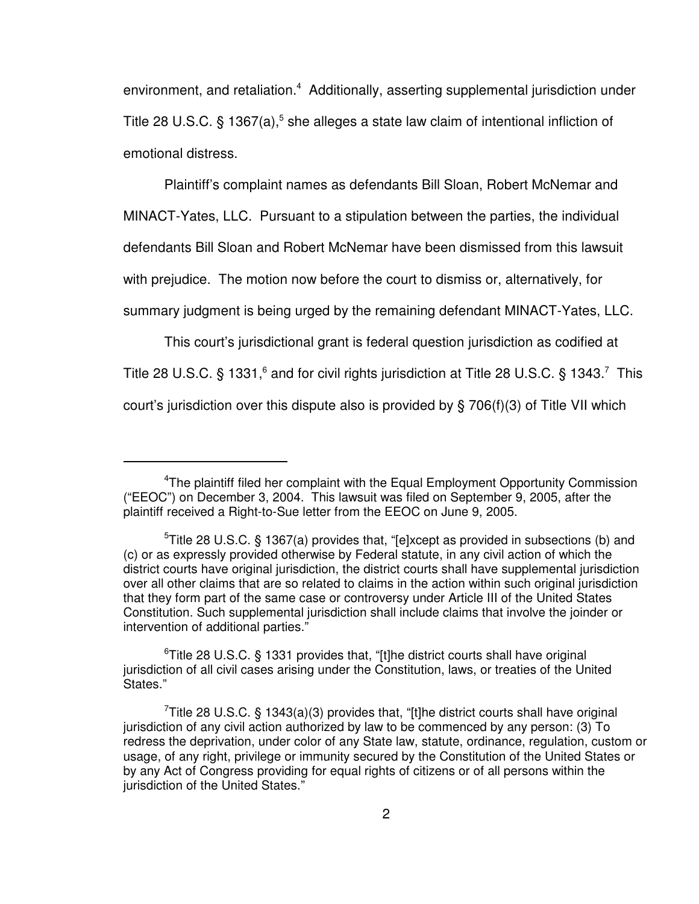environment, and retaliation.[4] Additionally, asserting supplemental jurisdiction under Title 28 U.S.C. § 1367(a),[5] she alleges a state law claim of intentional infliction of emotional distress.

Plaintiff's complaint names as defendants Bill Sloan, Robert McNemar and MINACT-Yates, LLC. Pursuant to a stipulation between the parties, the individual defendants Bill Sloan and Robert McNemar have been dismissed from this lawsuit with prejudice. The motion now before the court to dismiss or, alternatively, for summary judgment is being urged by the remaining defendant MINACT-Yates, LLC.

This court's jurisdictional grant is federal question jurisdiction as codified at Title 28 U.S.C. § 1331,[6] and for civil rights jurisdiction at Title 28 U.S.C. § 1343.[7] This court's jurisdiction over this dispute also is provided by § 706(f)(3) of Title VII which

---

[4]The plaintiff filed her complaint with the Equal Employment Opportunity Commission ("EEOC") on December 3, 2004. This lawsuit was filed on September 9, 2005, after the plaintiff received a Right-to-Sue letter from the EEOC on June 9, 2005.

[5]Title 28 U.S.C. § 1367(a) provides that, "[e]xcept as provided in subsections (b) and (c) or as expressly provided otherwise by Federal statute, in any civil action of which the district courts have original jurisdiction, the district courts shall have supplemental jurisdiction over all other claims that are so related to claims in the action within such original jurisdiction that they form part of the same case or controversy under Article III of the United States Constitution. Such supplemental jurisdiction shall include claims that involve the joinder or intervention of additional parties."

[6]Title 28 U.S.C. § 1331 provides that, "[t]he district courts shall have original jurisdiction of all civil cases arising under the Constitution, laws, or treaties of the United States."

[7]Title 28 U.S.C. § 1343(a)(3) provides that, "[t]he district courts shall have original jurisdiction of any civil action authorized by law to be commenced by any person: (3) To redress the deprivation, under color of any State law, statute, ordinance, regulation, custom or usage, of any right, privilege or immunity secured by the Constitution of the United States or by any Act of Congress providing for equal rights of citizens or of all persons within the jurisdiction of the United States."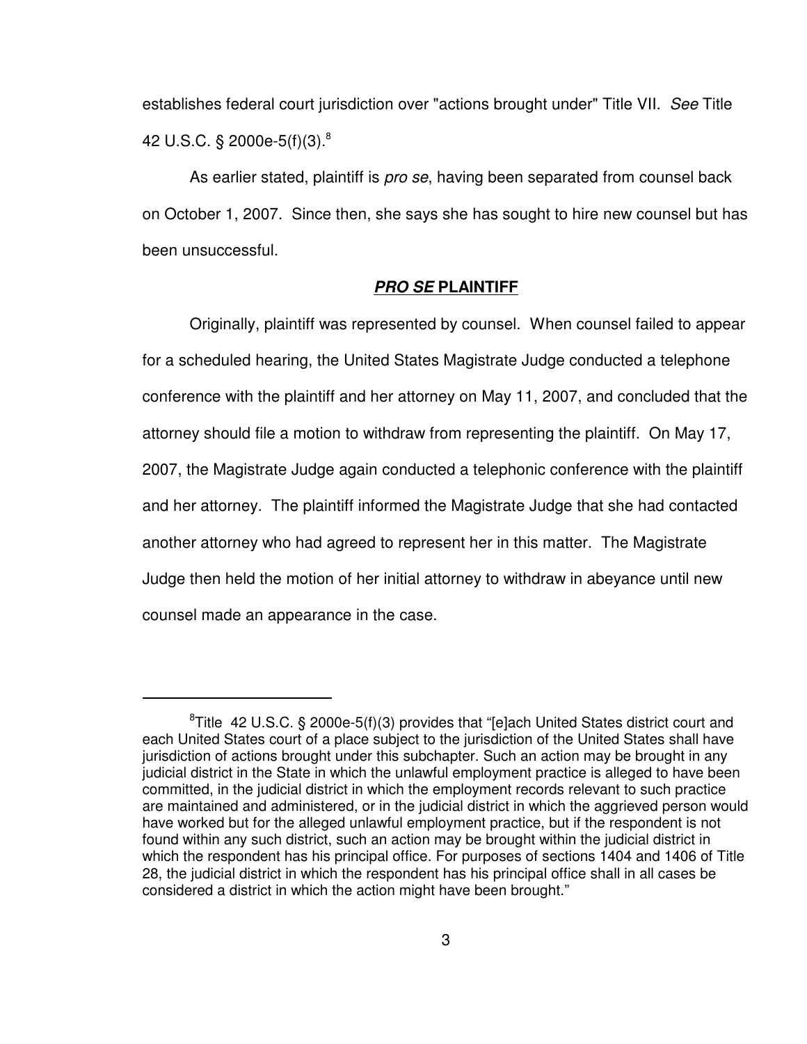establishes federal court jurisdiction over "actions brought under" Title VII. *See* Title 42 U.S.C. § 2000e-5(f)(3).[8]

As earlier stated, plaintiff is *pro se*, having been separated from counsel back on October 1, 2007. Since then, she says she has sought to hire new counsel but has been unsuccessful.

## ***PRO SE* PLAINTIFF**

Originally, plaintiff was represented by counsel. When counsel failed to appear for a scheduled hearing, the United States Magistrate Judge conducted a telephone conference with the plaintiff and her attorney on May 11, 2007, and concluded that the attorney should file a motion to withdraw from representing the plaintiff. On May 17, 2007, the Magistrate Judge again conducted a telephonic conference with the plaintiff and her attorney. The plaintiff informed the Magistrate Judge that she had contacted another attorney who had agreed to represent her in this matter. The Magistrate Judge then held the motion of her initial attorney to withdraw in abeyance until new counsel made an appearance in the case.

---

[8]Title 42 U.S.C. § 2000e-5(f)(3) provides that "[e]ach United States district court and each United States court of a place subject to the jurisdiction of the United States shall have jurisdiction of actions brought under this subchapter. Such an action may be brought in any judicial district in the State in which the unlawful employment practice is alleged to have been committed, in the judicial district in which the employment records relevant to such practice are maintained and administered, or in the judicial district in which the aggrieved person would have worked but for the alleged unlawful employment practice, but if the respondent is not found within any such district, such an action may be brought within the judicial district in which the respondent has his principal office. For purposes of sections 1404 and 1406 of Title 28, the judicial district in which the respondent has his principal office shall in all cases be considered a district in which the action might have been brought."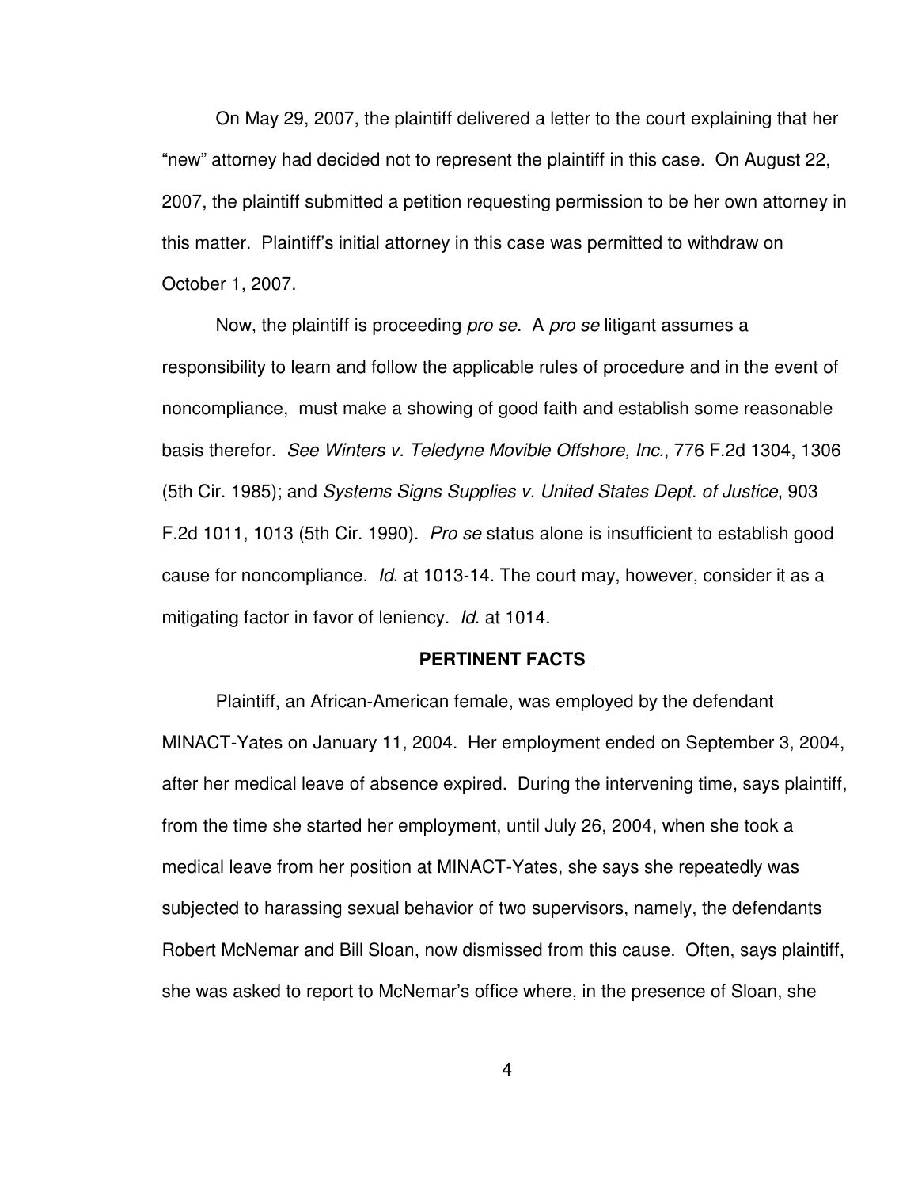On May 29, 2007, the plaintiff delivered a letter to the court explaining that her "new" attorney had decided not to represent the plaintiff in this case. On August 22, 2007, the plaintiff submitted a petition requesting permission to be her own attorney in this matter. Plaintiff's initial attorney in this case was permitted to withdraw on October 1, 2007.

Now, the plaintiff is proceeding *pro se*. A *pro se* litigant assumes a responsibility to learn and follow the applicable rules of procedure and in the event of noncompliance, must make a showing of good faith and establish some reasonable basis therefor. *See Winters v. Teledyne Movible Offshore, Inc.*, 776 F.2d 1304, 1306 (5th Cir. 1985); and *Systems Signs Supplies v. United States Dept. of Justice*, 903 F.2d 1011, 1013 (5th Cir. 1990). *Pro se* status alone is insufficient to establish good cause for noncompliance. *Id*. at 1013-14. The court may, however, consider it as a mitigating factor in favor of leniency. *Id*. at 1014.

## **PERTINENT FACTS**

Plaintiff, an African-American female, was employed by the defendant MINACT-Yates on January 11, 2004. Her employment ended on September 3, 2004, after her medical leave of absence expired. During the intervening time, says plaintiff, from the time she started her employment, until July 26, 2004, when she took a medical leave from her position at MINACT-Yates, she says she repeatedly was subjected to harassing sexual behavior of two supervisors, namely, the defendants Robert McNemar and Bill Sloan, now dismissed from this cause. Often, says plaintiff, she was asked to report to McNemar's office where, in the presence of Sloan, she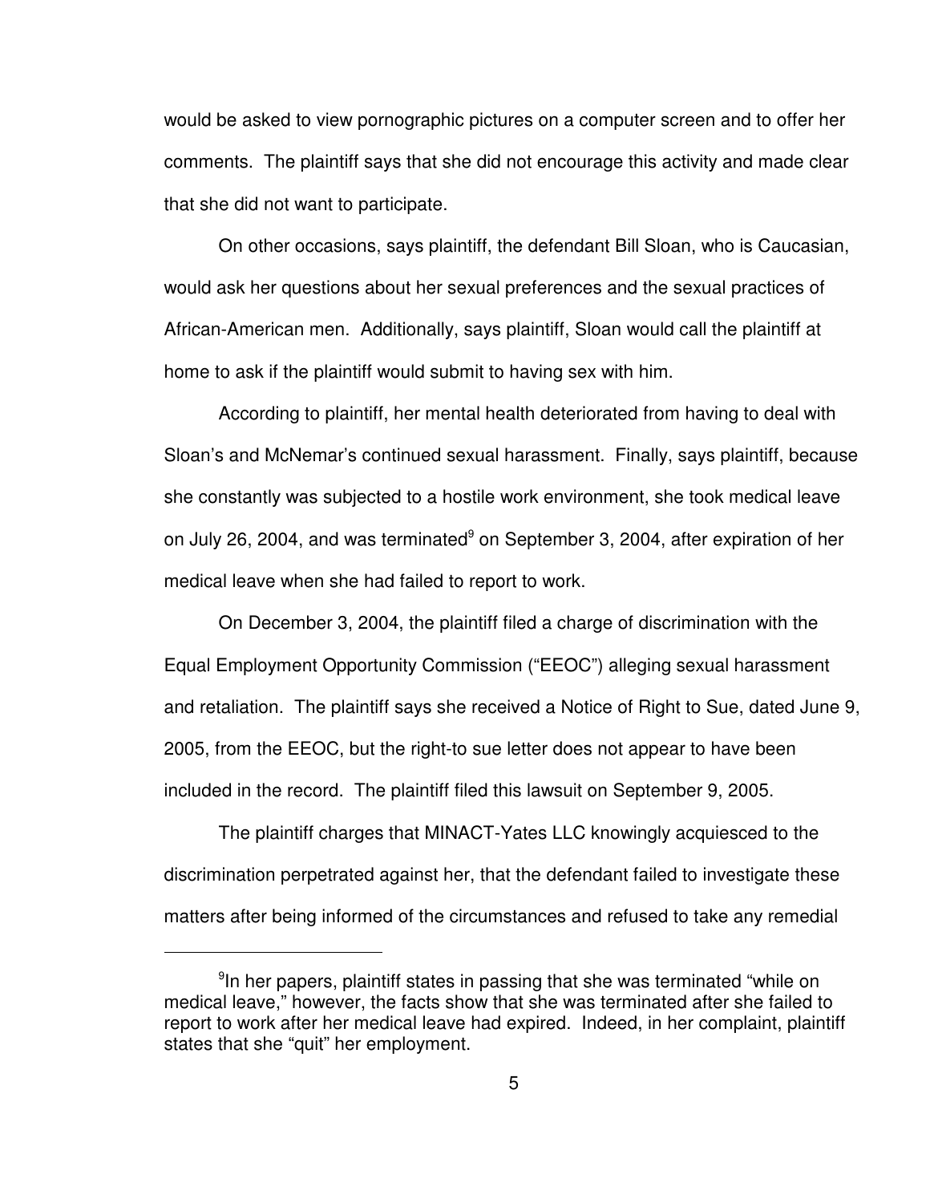would be asked to view pornographic pictures on a computer screen and to offer her comments. The plaintiff says that she did not encourage this activity and made clear that she did not want to participate.

On other occasions, says plaintiff, the defendant Bill Sloan, who is Caucasian, would ask her questions about her sexual preferences and the sexual practices of African-American men. Additionally, says plaintiff, Sloan would call the plaintiff at home to ask if the plaintiff would submit to having sex with him.

According to plaintiff, her mental health deteriorated from having to deal with Sloan's and McNemar's continued sexual harassment. Finally, says plaintiff, because she constantly was subjected to a hostile work environment, she took medical leave on July 26, 2004, and was terminated[9] on September 3, 2004, after expiration of her medical leave when she had failed to report to work.

On December 3, 2004, the plaintiff filed a charge of discrimination with the Equal Employment Opportunity Commission ("EEOC") alleging sexual harassment and retaliation. The plaintiff says she received a Notice of Right to Sue, dated June 9, 2005, from the EEOC, but the right-to sue letter does not appear to have been included in the record. The plaintiff filed this lawsuit on September 9, 2005.

The plaintiff charges that MINACT-Yates LLC knowingly acquiesced to the discrimination perpetrated against her, that the defendant failed to investigate these matters after being informed of the circumstances and refused to take any remedial

---

[9]In her papers, plaintiff states in passing that she was terminated "while on medical leave," however, the facts show that she was terminated after she failed to report to work after her medical leave had expired. Indeed, in her complaint, plaintiff states that she "quit" her employment.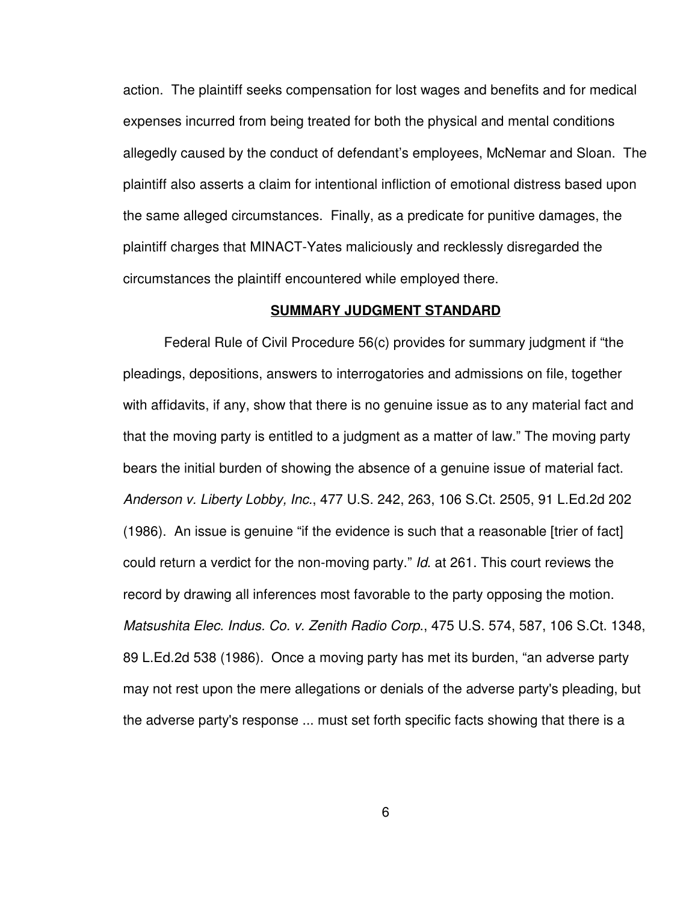action. The plaintiff seeks compensation for lost wages and benefits and for medical expenses incurred from being treated for both the physical and mental conditions allegedly caused by the conduct of defendant's employees, McNemar and Sloan. The plaintiff also asserts a claim for intentional infliction of emotional distress based upon the same alleged circumstances. Finally, as a predicate for punitive damages, the plaintiff charges that MINACT-Yates maliciously and recklessly disregarded the circumstances the plaintiff encountered while employed there.

## SUMMARY JUDGMENT STANDARD

Federal Rule of Civil Procedure 56(c) provides for summary judgment if "the pleadings, depositions, answers to interrogatories and admissions on file, together with affidavits, if any, show that there is no genuine issue as to any material fact and that the moving party is entitled to a judgment as a matter of law." The moving party bears the initial burden of showing the absence of a genuine issue of material fact. *Anderson v. Liberty Lobby, Inc.*, 477 U.S. 242, 263, 106 S.Ct. 2505, 91 L.Ed.2d 202 (1986). An issue is genuine "if the evidence is such that a reasonable [trier of fact] could return a verdict for the non-moving party." *Id.* at 261. This court reviews the record by drawing all inferences most favorable to the party opposing the motion. *Matsushita Elec. Indus. Co. v. Zenith Radio Corp.*, 475 U.S. 574, 587, 106 S.Ct. 1348, 89 L.Ed.2d 538 (1986). Once a moving party has met its burden, "an adverse party may not rest upon the mere allegations or denials of the adverse party's pleading, but the adverse party's response ... must set forth specific facts showing that there is a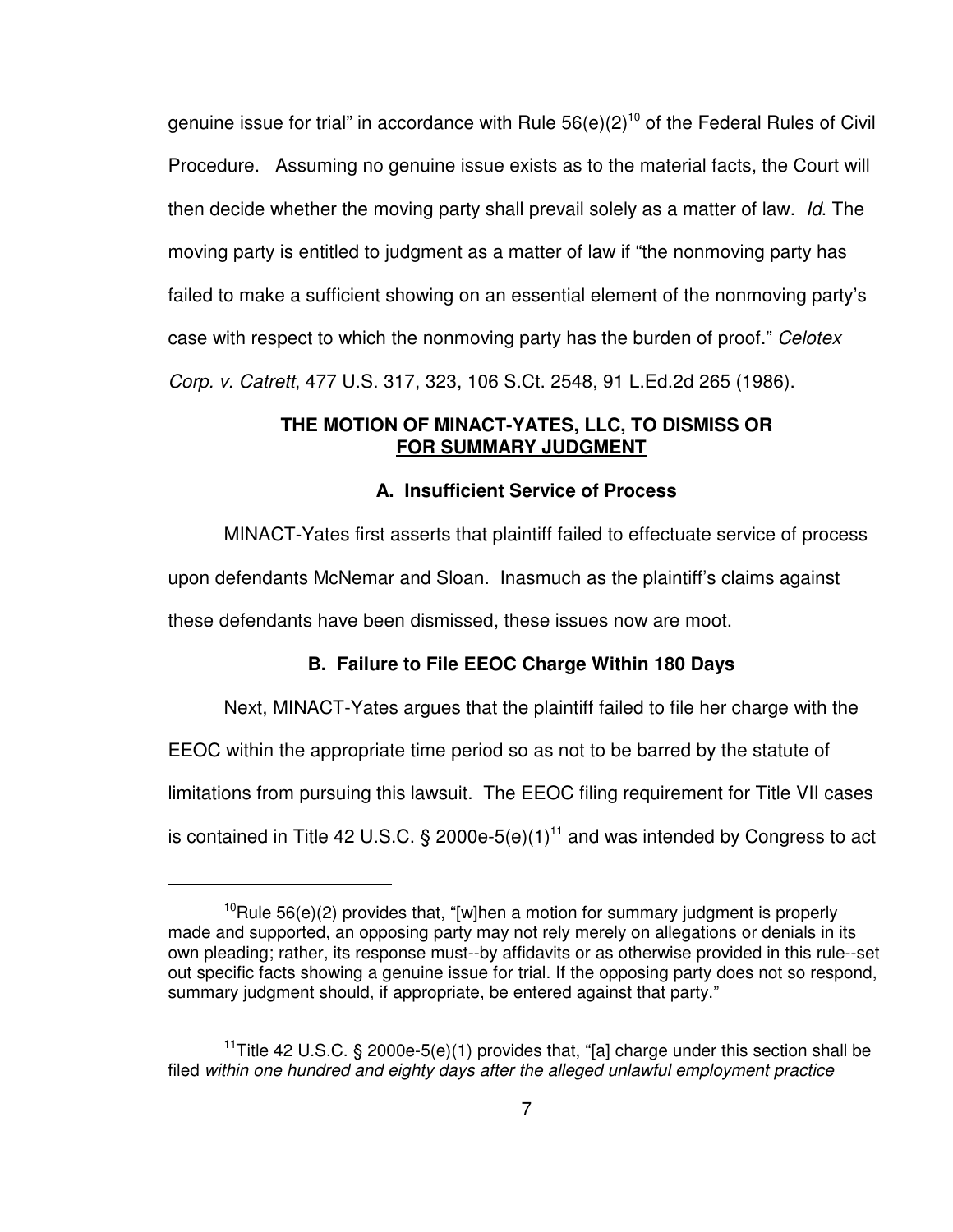genuine issue for trial" in accordance with Rule 56(e)(2)[10] of the Federal Rules of Civil Procedure. Assuming no genuine issue exists as to the material facts, the Court will then decide whether the moving party shall prevail solely as a matter of law. *Id*. The moving party is entitled to judgment as a matter of law if "the nonmoving party has failed to make a sufficient showing on an essential element of the nonmoving party's case with respect to which the nonmoving party has the burden of proof." *Celotex Corp. v. Catrett*, 477 U.S. 317, 323, 106 S.Ct. 2548, 91 L.Ed.2d 265 (1986).

## THE MOTION OF MINACT-YATES, LLC, TO DISMISS OR FOR SUMMARY JUDGMENT

### A. Insufficient Service of Process

MINACT-Yates first asserts that plaintiff failed to effectuate service of process upon defendants McNemar and Sloan. Inasmuch as the plaintiff's claims against these defendants have been dismissed, these issues now are moot.

### B. Failure to File EEOC Charge Within 180 Days

Next, MINACT-Yates argues that the plaintiff failed to file her charge with the EEOC within the appropriate time period so as not to be barred by the statute of limitations from pursuing this lawsuit. The EEOC filing requirement for Title VII cases is contained in Title 42 U.S.C. § 2000e-5(e)(1)[11] and was intended by Congress to act

---

[10] Rule 56(e)(2) provides that, "[w]hen a motion for summary judgment is properly made and supported, an opposing party may not rely merely on allegations or denials in its own pleading; rather, its response must--by affidavits or as otherwise provided in this rule--set out specific facts showing a genuine issue for trial. If the opposing party does not so respond, summary judgment should, if appropriate, be entered against that party."

[11] Title 42 U.S.C. § 2000e-5(e)(1) provides that, "[a] charge under this section shall be filed *within one hundred and eighty days after the alleged unlawful employment practice*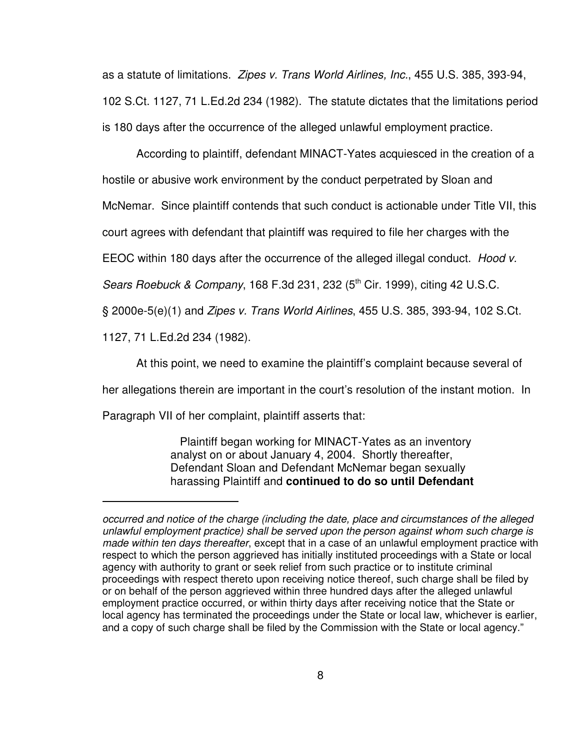as a statute of limitations. *Zipes v. Trans World Airlines, Inc.*, 455 U.S. 385, 393-94, 102 S.Ct. 1127, 71 L.Ed.2d 234 (1982). The statute dictates that the limitations period is 180 days after the occurrence of the alleged unlawful employment practice.

According to plaintiff, defendant MINACT-Yates acquiesced in the creation of a hostile or abusive work environment by the conduct perpetrated by Sloan and McNemar. Since plaintiff contends that such conduct is actionable under Title VII, this court agrees with defendant that plaintiff was required to file her charges with the EEOC within 180 days after the occurrence of the alleged illegal conduct. *Hood v. Sears Roebuck & Company*, 168 F.3d 231, 232 (5th Cir. 1999), citing 42 U.S.C. § 2000e-5(e)(1) and *Zipes v. Trans World Airlines*, 455 U.S. 385, 393-94, 102 S.Ct. 1127, 71 L.Ed.2d 234 (1982).

At this point, we need to examine the plaintiff's complaint because several of her allegations therein are important in the court's resolution of the instant motion. In Paragraph VII of her complaint, plaintiff asserts that:

> Plaintiff began working for MINACT-Yates as an inventory analyst on or about January 4, 2004. Shortly thereafter, Defendant Sloan and Defendant McNemar began sexually harassing Plaintiff and **continued to do so until Defendant**

---

*occurred and notice of the charge (including the date, place and circumstances of the alleged unlawful employment practice) shall be served upon the person against whom such charge is made within ten days thereafter*, except that in a case of an unlawful employment practice with respect to which the person aggrieved has initially instituted proceedings with a State or local agency with authority to grant or seek relief from such practice or to institute criminal proceedings with respect thereto upon receiving notice thereof, such charge shall be filed by or on behalf of the person aggrieved within three hundred days after the alleged unlawful employment practice occurred, or within thirty days after receiving notice that the State or local agency has terminated the proceedings under the State or local law, whichever is earlier, and a copy of such charge shall be filed by the Commission with the State or local agency."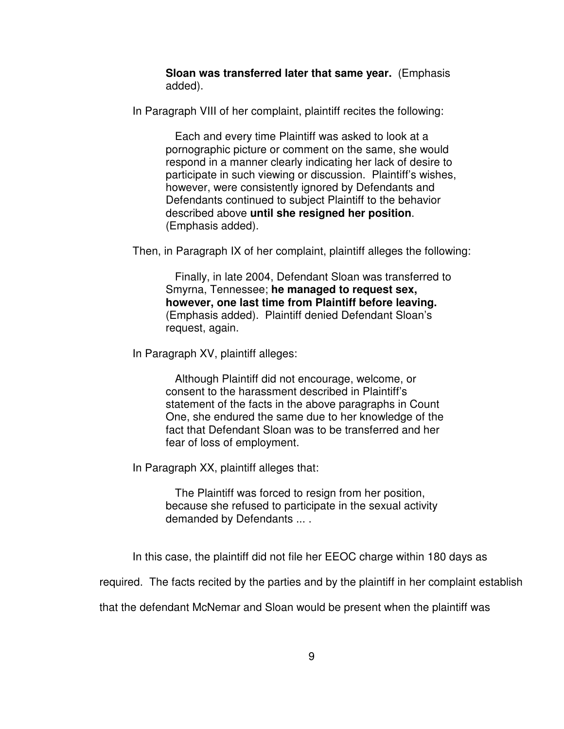> **Sloan was transferred later that same year.** (Emphasis added).

In Paragraph VIII of her complaint, plaintiff recites the following:

> Each and every time Plaintiff was asked to look at a pornographic picture or comment on the same, she would respond in a manner clearly indicating her lack of desire to participate in such viewing or discussion. Plaintiff's wishes, however, were consistently ignored by Defendants and Defendants continued to subject Plaintiff to the behavior described above **until she resigned her position**. (Emphasis added).

Then, in Paragraph IX of her complaint, plaintiff alleges the following:

> Finally, in late 2004, Defendant Sloan was transferred to Smyrna, Tennessee; **he managed to request sex, however, one last time from Plaintiff before leaving.** (Emphasis added). Plaintiff denied Defendant Sloan's request, again.

In Paragraph XV, plaintiff alleges:

> Although Plaintiff did not encourage, welcome, or consent to the harassment described in Plaintiff's statement of the facts in the above paragraphs in Count One, she endured the same due to her knowledge of the fact that Defendant Sloan was to be transferred and her fear of loss of employment.

In Paragraph XX, plaintiff alleges that:

> The Plaintiff was forced to resign from her position, because she refused to participate in the sexual activity demanded by Defendants ... .

In this case, the plaintiff did not file her EEOC charge within 180 days as required. The facts recited by the parties and by the plaintiff in her complaint establish that the defendant McNemar and Sloan would be present when the plaintiff was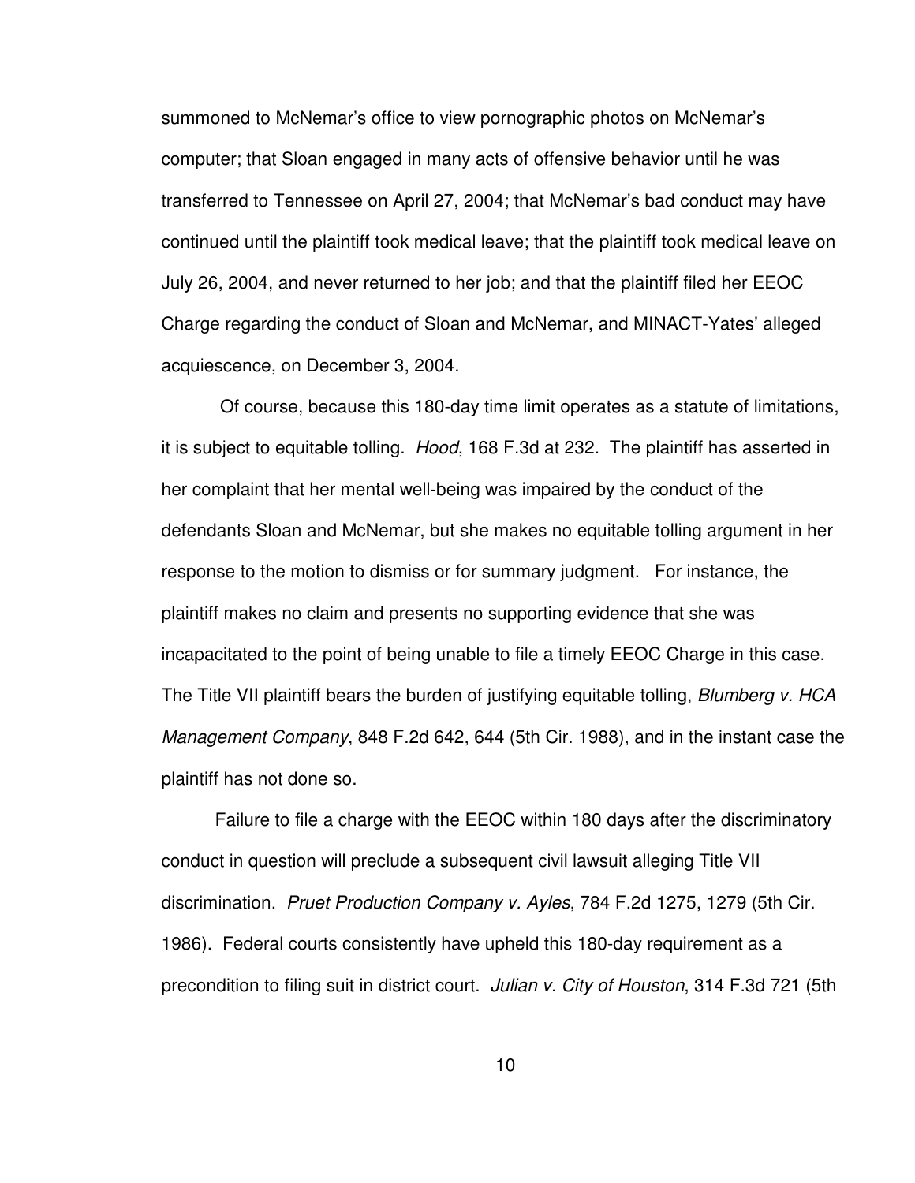summoned to McNemar's office to view pornographic photos on McNemar's computer; that Sloan engaged in many acts of offensive behavior until he was transferred to Tennessee on April 27, 2004; that McNemar's bad conduct may have continued until the plaintiff took medical leave; that the plaintiff took medical leave on July 26, 2004, and never returned to her job; and that the plaintiff filed her EEOC Charge regarding the conduct of Sloan and McNemar, and MINACT-Yates' alleged acquiescence, on December 3, 2004.

Of course, because this 180-day time limit operates as a statute of limitations, it is subject to equitable tolling. *Hood*, 168 F.3d at 232. The plaintiff has asserted in her complaint that her mental well-being was impaired by the conduct of the defendants Sloan and McNemar, but she makes no equitable tolling argument in her response to the motion to dismiss or for summary judgment. For instance, the plaintiff makes no claim and presents no supporting evidence that she was incapacitated to the point of being unable to file a timely EEOC Charge in this case. The Title VII plaintiff bears the burden of justifying equitable tolling, *Blumberg v. HCA Management Company*, 848 F.2d 642, 644 (5th Cir. 1988), and in the instant case the plaintiff has not done so.

Failure to file a charge with the EEOC within 180 days after the discriminatory conduct in question will preclude a subsequent civil lawsuit alleging Title VII discrimination. *Pruet Production Company v. Ayles*, 784 F.2d 1275, 1279 (5th Cir. 1986). Federal courts consistently have upheld this 180-day requirement as a precondition to filing suit in district court. *Julian v. City of Houston*, 314 F.3d 721 (5th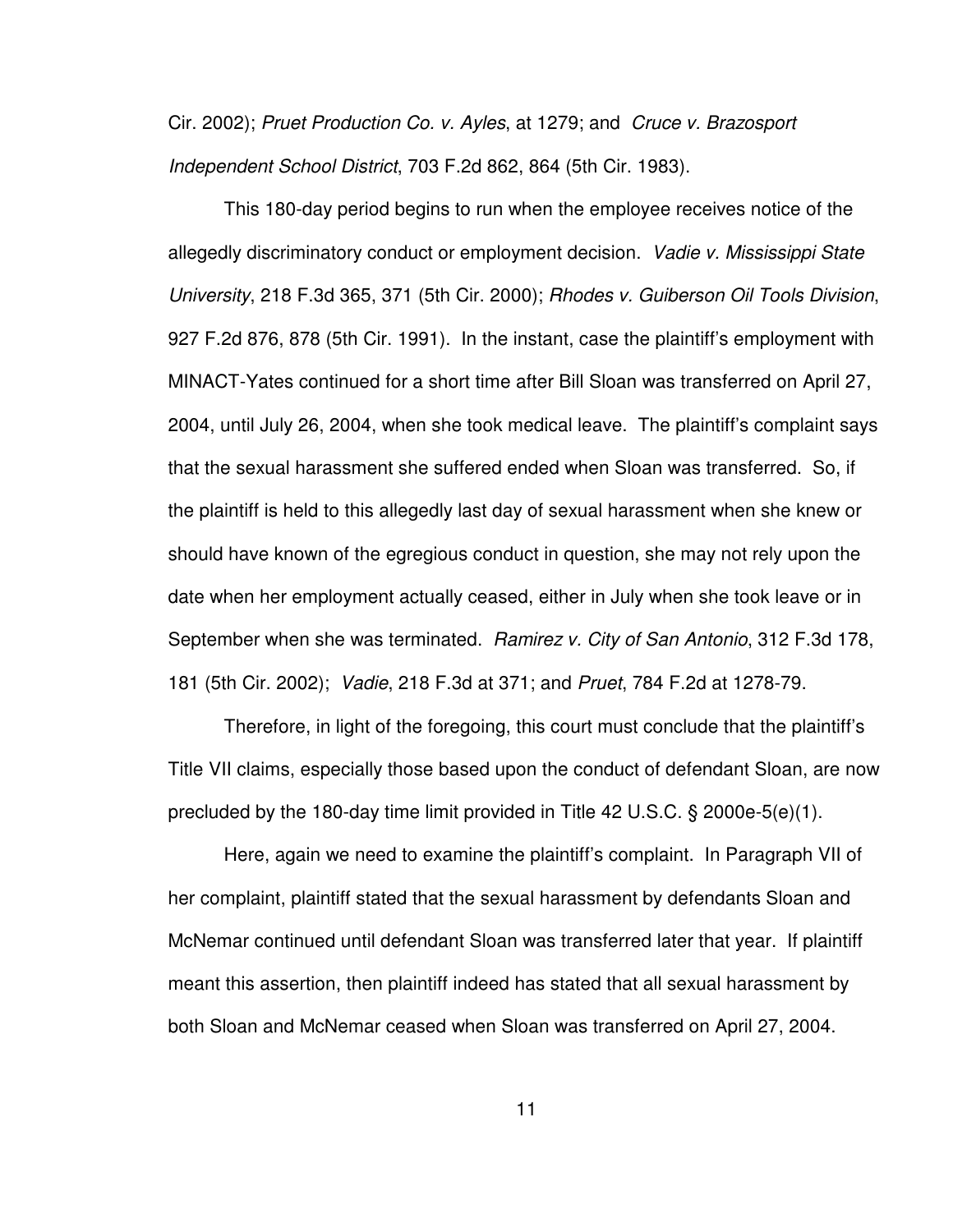Cir. 2002); *Pruet Production Co. v. Ayles*, at 1279; and *Cruce v. Brazosport Independent School District*, 703 F.2d 862, 864 (5th Cir. 1983).

This 180-day period begins to run when the employee receives notice of the allegedly discriminatory conduct or employment decision. *Vadie v. Mississippi State University*, 218 F.3d 365, 371 (5th Cir. 2000); *Rhodes v. Guiberson Oil Tools Division*, 927 F.2d 876, 878 (5th Cir. 1991). In the instant, case the plaintiff's employment with MINACT-Yates continued for a short time after Bill Sloan was transferred on April 27, 2004, until July 26, 2004, when she took medical leave. The plaintiff's complaint says that the sexual harassment she suffered ended when Sloan was transferred. So, if the plaintiff is held to this allegedly last day of sexual harassment when she knew or should have known of the egregious conduct in question, she may not rely upon the date when her employment actually ceased, either in July when she took leave or in September when she was terminated. *Ramirez v. City of San Antonio*, 312 F.3d 178, 181 (5th Cir. 2002); *Vadie*, 218 F.3d at 371; and *Pruet*, 784 F.2d at 1278-79.

Therefore, in light of the foregoing, this court must conclude that the plaintiff's Title VII claims, especially those based upon the conduct of defendant Sloan, are now precluded by the 180-day time limit provided in Title 42 U.S.C. § 2000e-5(e)(1).

Here, again we need to examine the plaintiff's complaint. In Paragraph VII of her complaint, plaintiff stated that the sexual harassment by defendants Sloan and McNemar continued until defendant Sloan was transferred later that year. If plaintiff meant this assertion, then plaintiff indeed has stated that all sexual harassment by both Sloan and McNemar ceased when Sloan was transferred on April 27, 2004.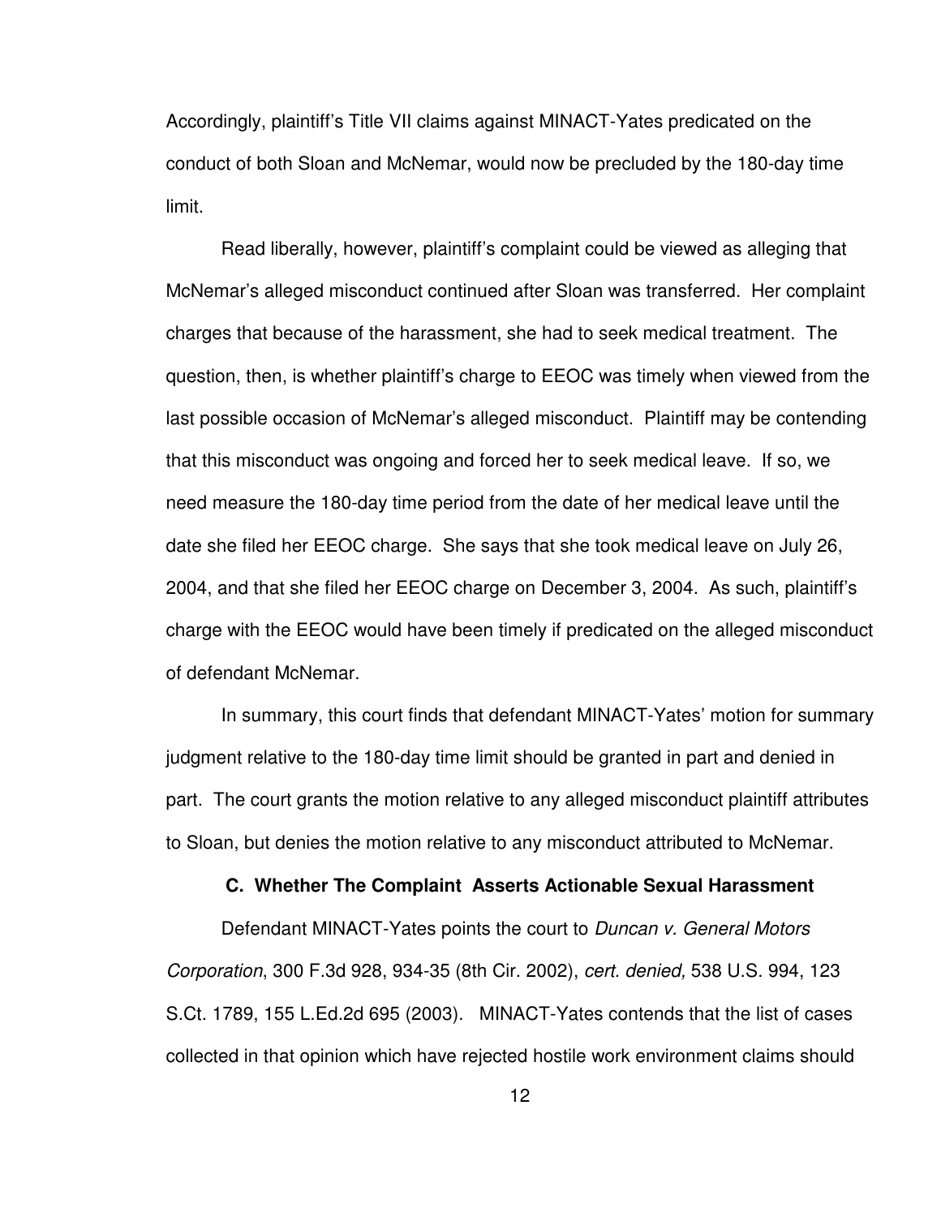Accordingly, plaintiff's Title VII claims against MINACT-Yates predicated on the conduct of both Sloan and McNemar, would now be precluded by the 180-day time limit.

Read liberally, however, plaintiff's complaint could be viewed as alleging that McNemar's alleged misconduct continued after Sloan was transferred. Her complaint charges that because of the harassment, she had to seek medical treatment. The question, then, is whether plaintiff's charge to EEOC was timely when viewed from the last possible occasion of McNemar's alleged misconduct. Plaintiff may be contending that this misconduct was ongoing and forced her to seek medical leave. If so, we need measure the 180-day time period from the date of her medical leave until the date she filed her EEOC charge. She says that she took medical leave on July 26, 2004, and that she filed her EEOC charge on December 3, 2004. As such, plaintiff's charge with the EEOC would have been timely if predicated on the alleged misconduct of defendant McNemar.

In summary, this court finds that defendant MINACT-Yates' motion for summary judgment relative to the 180-day time limit should be granted in part and denied in part. The court grants the motion relative to any alleged misconduct plaintiff attributes to Sloan, but denies the motion relative to any misconduct attributed to McNemar.

### C. Whether The Complaint Asserts Actionable Sexual Harassment

Defendant MINACT-Yates points the court to *Duncan v. General Motors Corporation*, 300 F.3d 928, 934-35 (8th Cir. 2002), *cert. denied,* 538 U.S. 994, 123 S.Ct. 1789, 155 L.Ed.2d 695 (2003). MINACT-Yates contends that the list of cases collected in that opinion which have rejected hostile work environment claims should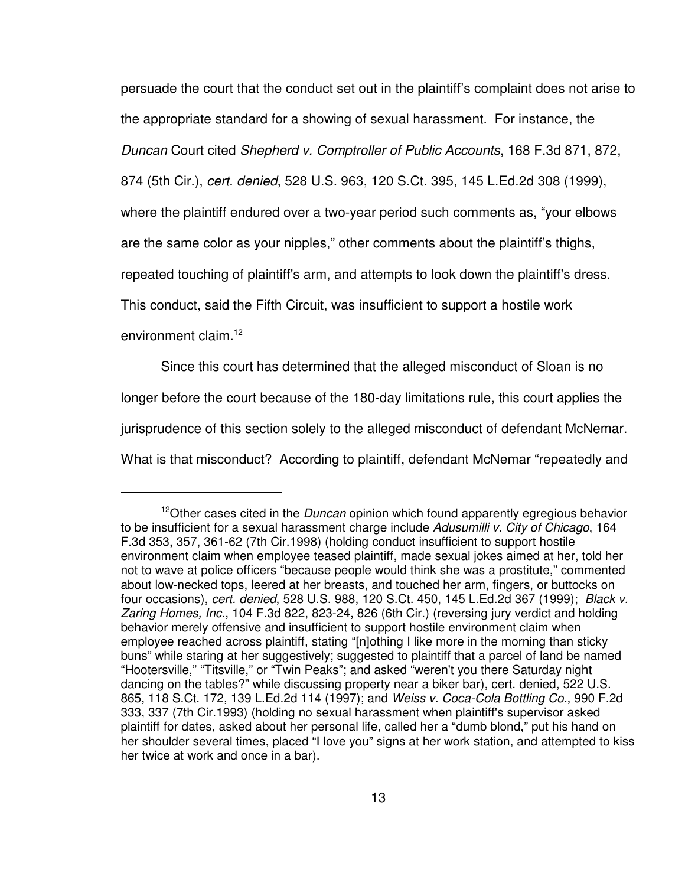persuade the court that the conduct set out in the plaintiff's complaint does not arise to the appropriate standard for a showing of sexual harassment. For instance, the *Duncan* Court cited *Shepherd v. Comptroller of Public Accounts*, 168 F.3d 871, 872, 874 (5th Cir.), *cert. denied*, 528 U.S. 963, 120 S.Ct. 395, 145 L.Ed.2d 308 (1999), where the plaintiff endured over a two-year period such comments as, "your elbows are the same color as your nipples," other comments about the plaintiff's thighs, repeated touching of plaintiff's arm, and attempts to look down the plaintiff's dress. This conduct, said the Fifth Circuit, was insufficient to support a hostile work environment claim.[12]

Since this court has determined that the alleged misconduct of Sloan is no longer before the court because of the 180-day limitations rule, this court applies the jurisprudence of this section solely to the alleged misconduct of defendant McNemar. What is that misconduct? According to plaintiff, defendant McNemar "repeatedly and

---

[12]Other cases cited in the *Duncan* opinion which found apparently egregious behavior to be insufficient for a sexual harassment charge include *Adusumilli v. City of Chicago*, 164 F.3d 353, 357, 361-62 (7th Cir.1998) (holding conduct insufficient to support hostile environment claim when employee teased plaintiff, made sexual jokes aimed at her, told her not to wave at police officers "because people would think she was a prostitute," commented about low-necked tops, leered at her breasts, and touched her arm, fingers, or buttocks on four occasions), *cert. denied*, 528 U.S. 988, 120 S.Ct. 450, 145 L.Ed.2d 367 (1999); *Black v. Zaring Homes, Inc.*, 104 F.3d 822, 823-24, 826 (6th Cir.) (reversing jury verdict and holding behavior merely offensive and insufficient to support hostile environment claim when employee reached across plaintiff, stating "[n]othing I like more in the morning than sticky buns" while staring at her suggestively; suggested to plaintiff that a parcel of land be named "Hootersville," "Titsville," or "Twin Peaks"; and asked "weren't you there Saturday night dancing on the tables?" while discussing property near a biker bar), cert. denied, 522 U.S. 865, 118 S.Ct. 172, 139 L.Ed.2d 114 (1997); and *Weiss v. Coca-Cola Bottling Co.*, 990 F.2d 333, 337 (7th Cir.1993) (holding no sexual harassment when plaintiff's supervisor asked plaintiff for dates, asked about her personal life, called her a "dumb blond," put his hand on her shoulder several times, placed "I love you" signs at her work station, and attempted to kiss her twice at work and once in a bar).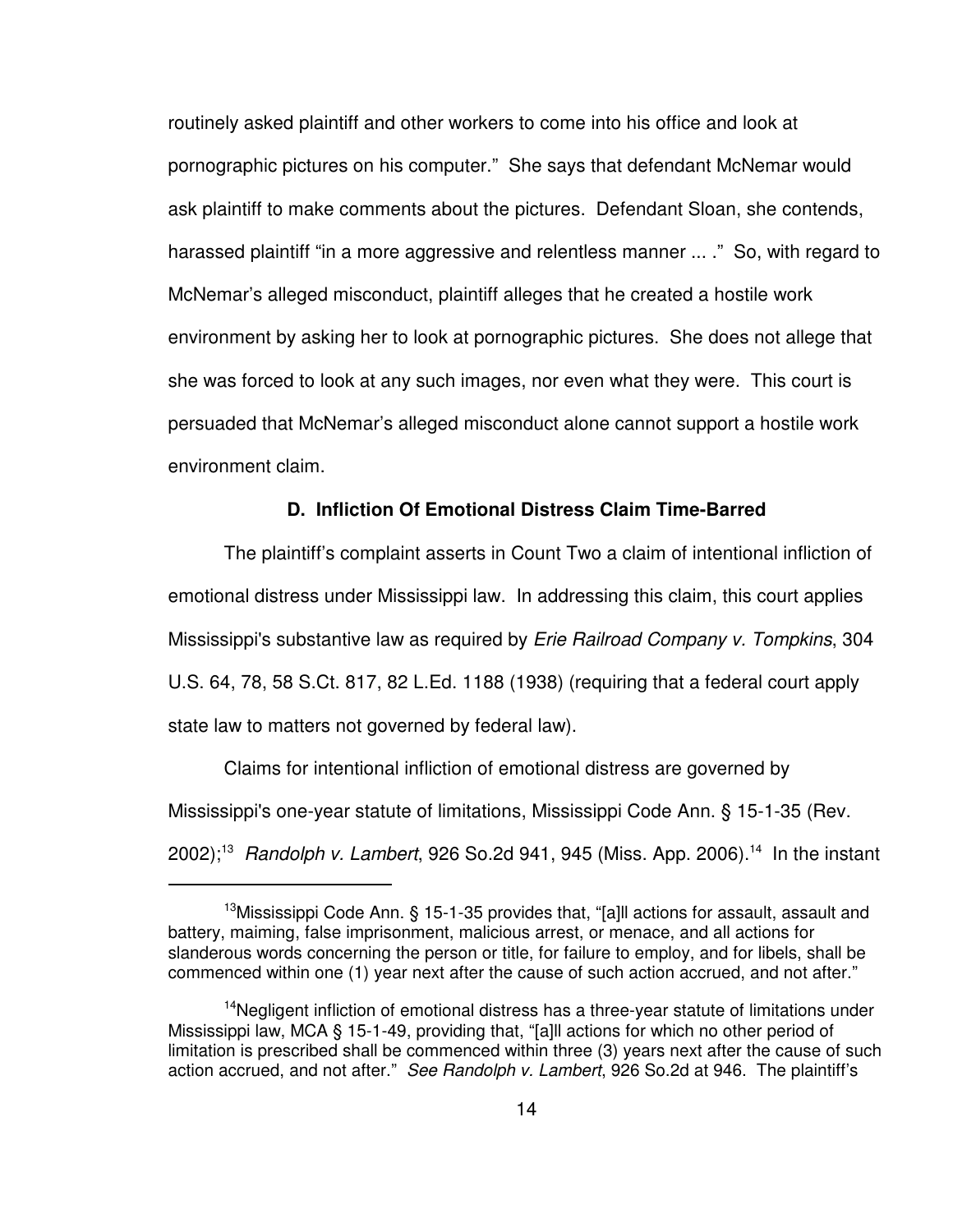routinely asked plaintiff and other workers to come into his office and look at pornographic pictures on his computer." She says that defendant McNemar would ask plaintiff to make comments about the pictures. Defendant Sloan, she contends, harassed plaintiff "in a more aggressive and relentless manner ... ." So, with regard to McNemar's alleged misconduct, plaintiff alleges that he created a hostile work environment by asking her to look at pornographic pictures. She does not allege that she was forced to look at any such images, nor even what they were. This court is persuaded that McNemar's alleged misconduct alone cannot support a hostile work environment claim.

### D. Infliction Of Emotional Distress Claim Time-Barred

The plaintiff's complaint asserts in Count Two a claim of intentional infliction of emotional distress under Mississippi law. In addressing this claim, this court applies Mississippi's substantive law as required by *Erie Railroad Company v. Tompkins*, 304 U.S. 64, 78, 58 S.Ct. 817, 82 L.Ed. 1188 (1938) (requiring that a federal court apply state law to matters not governed by federal law).

Claims for intentional infliction of emotional distress are governed by Mississippi's one-year statute of limitations, Mississippi Code Ann. § 15-1-35 (Rev. 2002);[13] *Randolph v. Lambert*, 926 So.2d 941, 945 (Miss. App. 2006).[14] In the instant

---

[13] Mississippi Code Ann. § 15-1-35 provides that, "[a]ll actions for assault, assault and battery, maiming, false imprisonment, malicious arrest, or menace, and all actions for slanderous words concerning the person or title, for failure to employ, and for libels, shall be commenced within one (1) year next after the cause of such action accrued, and not after."

[14] Negligent infliction of emotional distress has a three-year statute of limitations under Mississippi law, MCA § 15-1-49, providing that, "[a]ll actions for which no other period of limitation is prescribed shall be commenced within three (3) years next after the cause of such action accrued, and not after." *See Randolph v. Lambert*, 926 So.2d at 946. The plaintiff's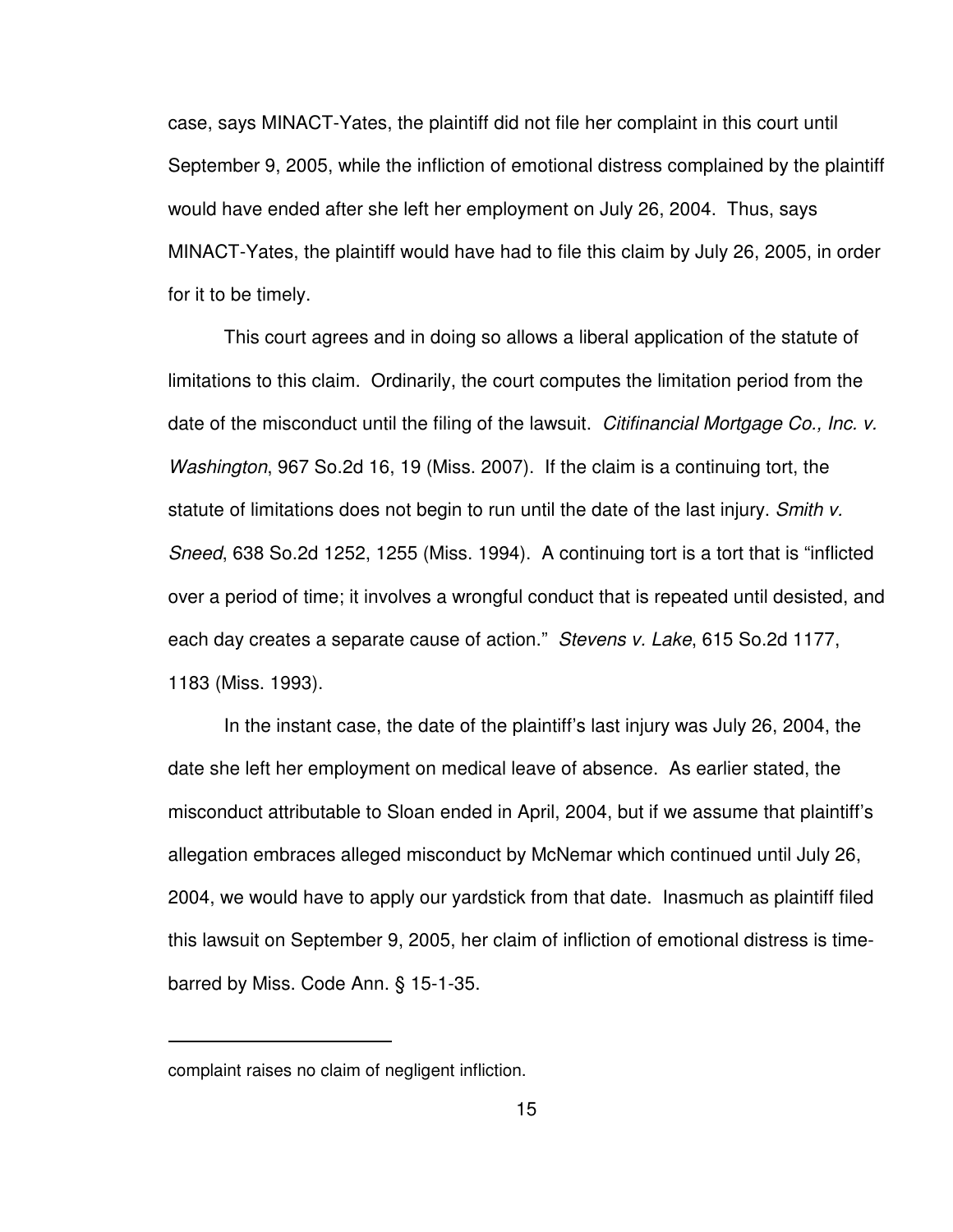case, says MINACT-Yates, the plaintiff did not file her complaint in this court until September 9, 2005, while the infliction of emotional distress complained by the plaintiff would have ended after she left her employment on July 26, 2004. Thus, says MINACT-Yates, the plaintiff would have had to file this claim by July 26, 2005, in order for it to be timely.

This court agrees and in doing so allows a liberal application of the statute of limitations to this claim. Ordinarily, the court computes the limitation period from the date of the misconduct until the filing of the lawsuit. *Citifinancial Mortgage Co., Inc. v. Washington*, 967 So.2d 16, 19 (Miss. 2007). If the claim is a continuing tort, the statute of limitations does not begin to run until the date of the last injury. *Smith v. Sneed*, 638 So.2d 1252, 1255 (Miss. 1994). A continuing tort is a tort that is "inflicted over a period of time; it involves a wrongful conduct that is repeated until desisted, and each day creates a separate cause of action." *Stevens v. Lake*, 615 So.2d 1177, 1183 (Miss. 1993).

In the instant case, the date of the plaintiff's last injury was July 26, 2004, the date she left her employment on medical leave of absence. As earlier stated, the misconduct attributable to Sloan ended in April, 2004, but if we assume that plaintiff's allegation embraces alleged misconduct by McNemar which continued until July 26, 2004, we would have to apply our yardstick from that date. Inasmuch as plaintiff filed this lawsuit on September 9, 2005, her claim of infliction of emotional distress is time-barred by Miss. Code Ann. § 15-1-35.

---

complaint raises no claim of negligent infliction.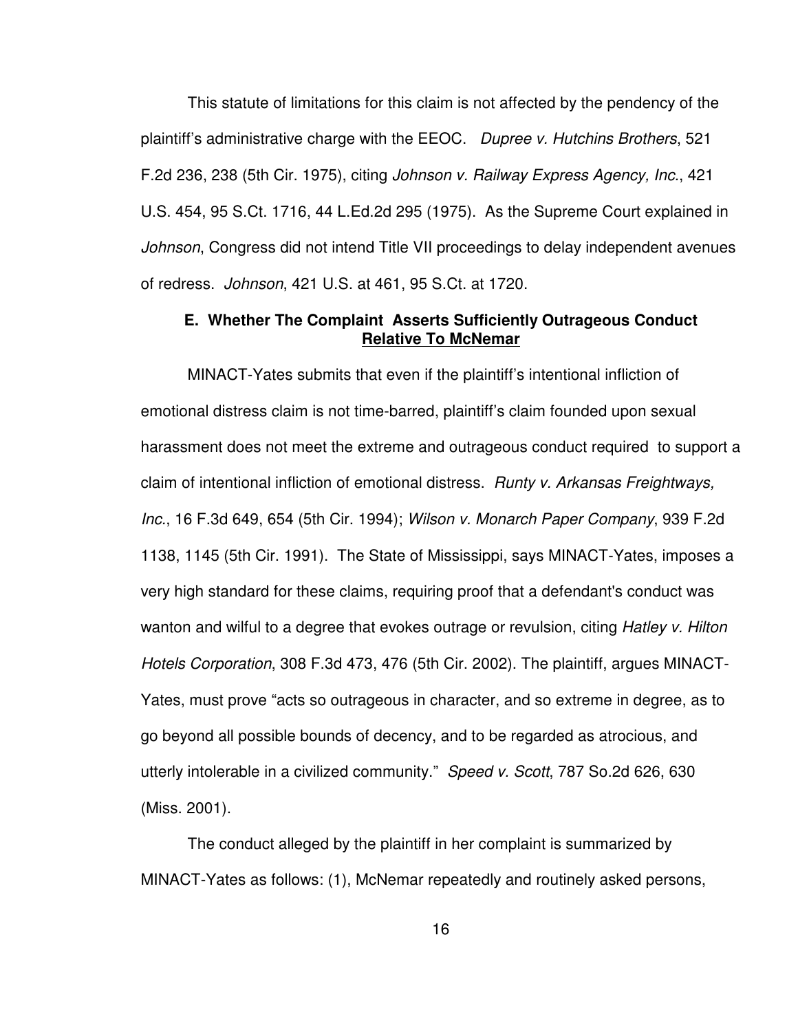This statute of limitations for this claim is not affected by the pendency of the plaintiff's administrative charge with the EEOC. *Dupree v. Hutchins Brothers*, 521 F.2d 236, 238 (5th Cir. 1975), citing *Johnson v. Railway Express Agency, Inc.*, 421 U.S. 454, 95 S.Ct. 1716, 44 L.Ed.2d 295 (1975). As the Supreme Court explained in *Johnson*, Congress did not intend Title VII proceedings to delay independent avenues of redress. *Johnson*, 421 U.S. at 461, 95 S.Ct. at 1720.

### E. Whether The Complaint Asserts Sufficiently Outrageous Conduct Relative To McNemar

MINACT-Yates submits that even if the plaintiff's intentional infliction of emotional distress claim is not time-barred, plaintiff's claim founded upon sexual harassment does not meet the extreme and outrageous conduct required to support a claim of intentional infliction of emotional distress. *Runty v. Arkansas Freightways, Inc.*, 16 F.3d 649, 654 (5th Cir. 1994); *Wilson v. Monarch Paper Company*, 939 F.2d 1138, 1145 (5th Cir. 1991). The State of Mississippi, says MINACT-Yates, imposes a very high standard for these claims, requiring proof that a defendant's conduct was wanton and wilful to a degree that evokes outrage or revulsion, citing *Hatley v. Hilton Hotels Corporation*, 308 F.3d 473, 476 (5th Cir. 2002). The plaintiff, argues MINACT-Yates, must prove "acts so outrageous in character, and so extreme in degree, as to go beyond all possible bounds of decency, and to be regarded as atrocious, and utterly intolerable in a civilized community." *Speed v. Scott*, 787 So.2d 626, 630 (Miss. 2001).

The conduct alleged by the plaintiff in her complaint is summarized by MINACT-Yates as follows: (1), McNemar repeatedly and routinely asked persons,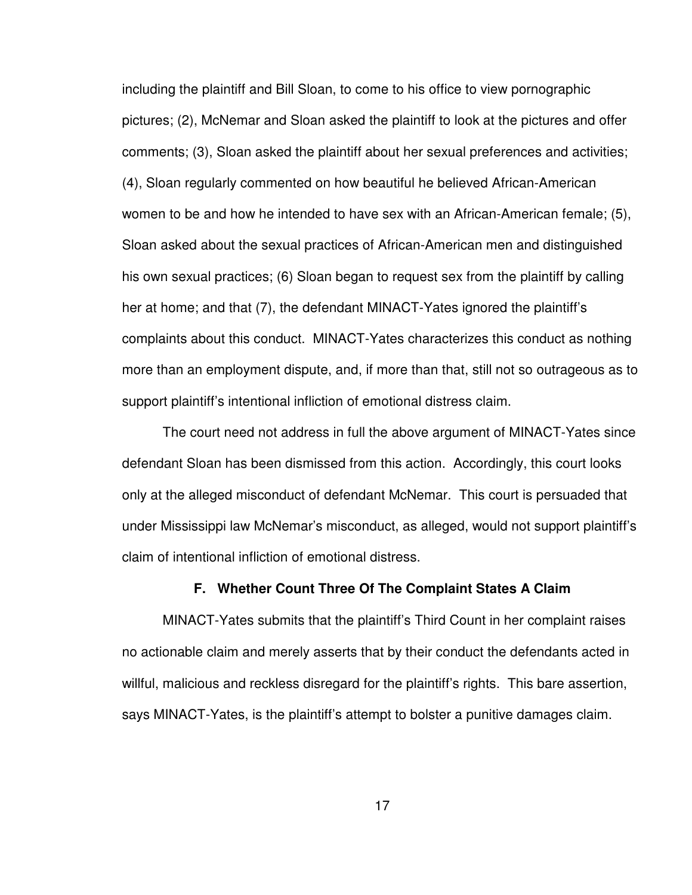including the plaintiff and Bill Sloan, to come to his office to view pornographic pictures; (2), McNemar and Sloan asked the plaintiff to look at the pictures and offer comments; (3), Sloan asked the plaintiff about her sexual preferences and activities; (4), Sloan regularly commented on how beautiful he believed African-American women to be and how he intended to have sex with an African-American female; (5), Sloan asked about the sexual practices of African-American men and distinguished his own sexual practices; (6) Sloan began to request sex from the plaintiff by calling her at home; and that (7), the defendant MINACT-Yates ignored the plaintiff's complaints about this conduct. MINACT-Yates characterizes this conduct as nothing more than an employment dispute, and, if more than that, still not so outrageous as to support plaintiff's intentional infliction of emotional distress claim.

The court need not address in full the above argument of MINACT-Yates since defendant Sloan has been dismissed from this action. Accordingly, this court looks only at the alleged misconduct of defendant McNemar. This court is persuaded that under Mississippi law McNemar's misconduct, as alleged, would not support plaintiff's claim of intentional infliction of emotional distress.

### F. Whether Count Three Of The Complaint States A Claim

MINACT-Yates submits that the plaintiff's Third Count in her complaint raises no actionable claim and merely asserts that by their conduct the defendants acted in willful, malicious and reckless disregard for the plaintiff's rights. This bare assertion, says MINACT-Yates, is the plaintiff's attempt to bolster a punitive damages claim.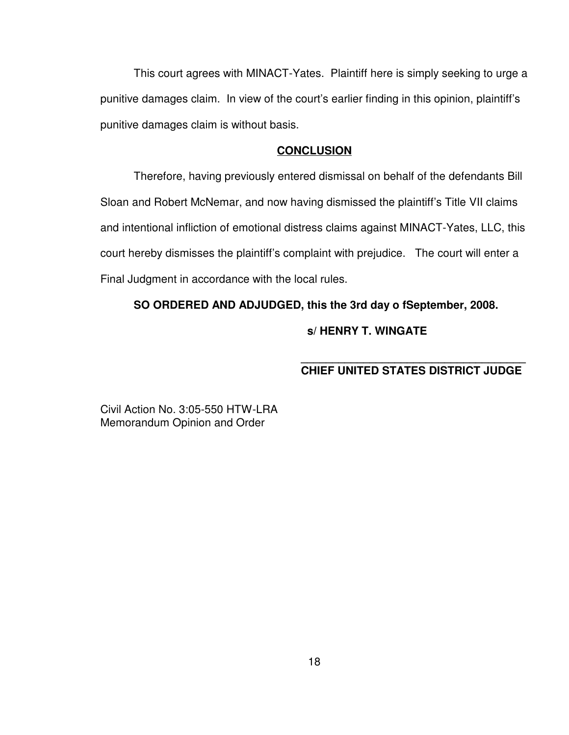This court agrees with MINACT-Yates. Plaintiff here is simply seeking to urge a punitive damages claim. In view of the court's earlier finding in this opinion, plaintiff's punitive damages claim is without basis.

## CONCLUSION

Therefore, having previously entered dismissal on behalf of the defendants Bill Sloan and Robert McNemar, and now having dismissed the plaintiff's Title VII claims and intentional infliction of emotional distress claims against MINACT-Yates, LLC, this court hereby dismisses the plaintiff's complaint with prejudice. The court will enter a Final Judgment in accordance with the local rules.

**SO ORDERED AND ADJUDGED, this the 3rd day o fSeptember, 2008.**

**s/ HENRY T. WINGATE**

**CHIEF UNITED STATES DISTRICT JUDGE**

Civil Action No. 3:05-550 HTW-LRA
Memorandum Opinion and Order